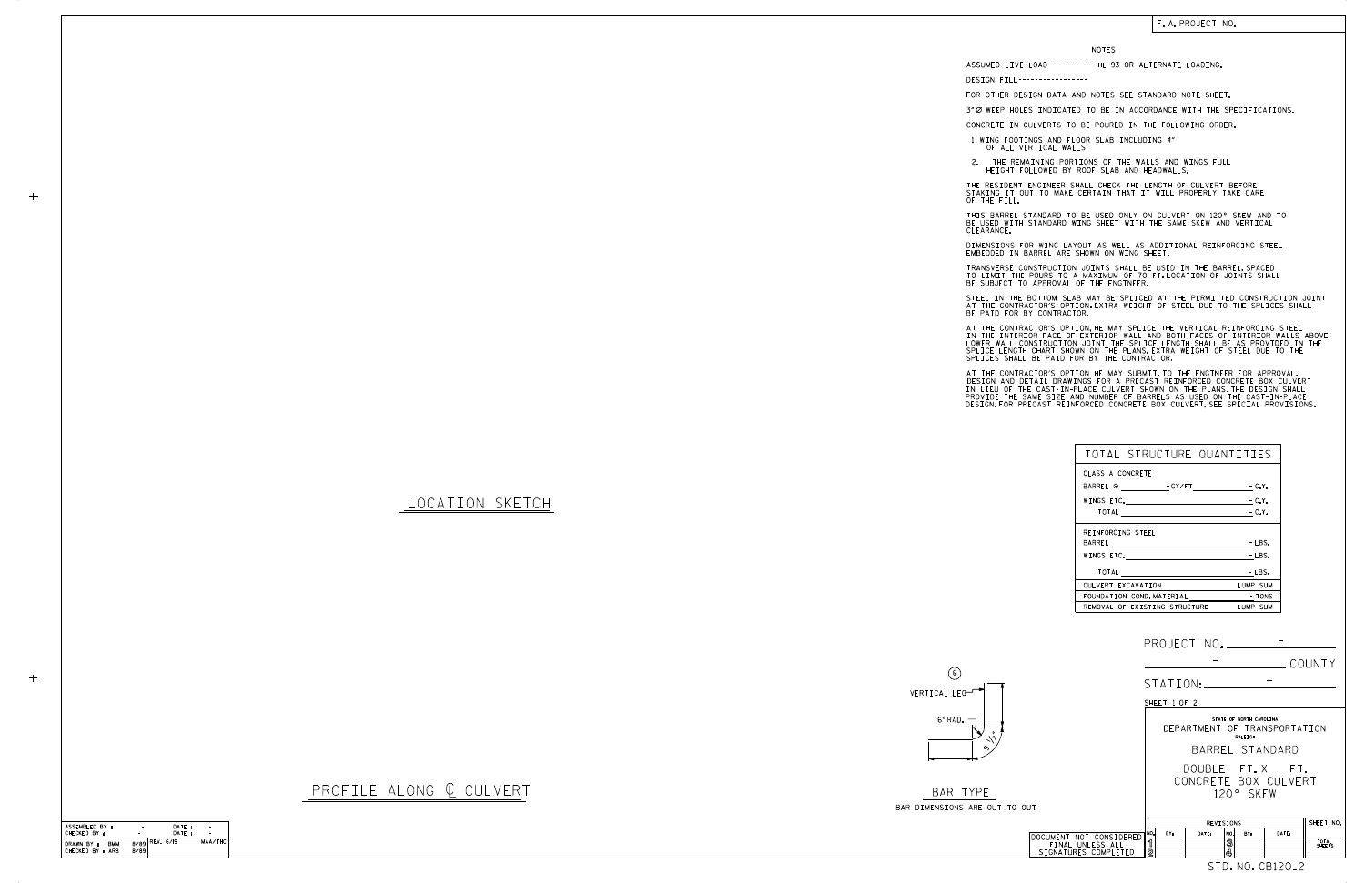F. A. PROJECT NO.

## NOTES

ASSUMED LIVE LOAD ---------- HL-93 OR ALTERNATE LOADING.

DESIGN FILL-----------------

FOR OTHER DESIGN DATA AND NOTES SEE STANDARD NOTE SHEET.

3"Ø WEEP HOLES INDICATED TO BE IN ACCORDANCE WITH THE SPECIFICATIONS.

CONCRETE IN CULVERTS TO BE POURED IN THE FOLLOWING ORDER:

1. WING FOOTINGS AND FLOOR SLAB INCLUDING 4" OF ALL VERTICAL WALLS.
2. THE REMAINING PORTIONS OF THE WALLS AND WINGS FULL HEIGHT FOLLOWED BY ROOF SLAB AND HEADWALLS.

THE RESIDENT ENGINEER SHALL CHECK THE LENGTH OF CULVERT BEFORE STAKING IT OUT TO MAKE CERTAIN THAT IT WILL PROPERLY TAKE CARE OF THE FILL.

THIS BARREL STANDARD TO BE USED ONLY ON CULVERT ON 120° SKEW AND TO BE USED WITH STANDARD WING SHEET WITH THE SAME SKEW AND VERTICAL CLEARANCE.

DIMENSIONS FOR WING LAYOUT AS WELL AS ADDITIONAL REINFORCING STEEL EMBEDDED IN BARREL ARE SHOWN ON WING SHEET.

TRANSVERSE CONSTRUCTION JOINTS SHALL BE USED IN THE BARREL, SPACED TO LIMIT THE POURS TO A MAXIMUM OF 70 FT. LOCATION OF JOINTS SHALL BE SUBJECT TO APPROVAL OF THE ENGINEER.

STEEL IN THE BOTTOM SLAB MAY BE SPLICED AT THE PERMITTED CONSTRUCTION JOINT AT THE CONTRACTOR'S OPTION. EXTRA WEIGHT OF STEEL DUE TO THE SPLICES SHALL BE PAID FOR BY CONTRACTOR.

AT THE CONTRACTOR'S OPTION, HE MAY SPLICE THE VERTICAL REINFORCING STEEL IN THE INTERIOR FACE OF EXTERIOR WALL AND BOTH FACES OF INTERIOR WALLS ABOVE LOWER WALL CONSTRUCTION JOINT. THE SPLICE LENGTH SHALL BE AS PROVIDED IN THE SPLICE LENGTH CHART SHOWN ON THE PLANS. EXTRA WEIGHT OF STEEL DUE TO THE SPLICES SHALL BE PAID FOR BY THE CONTRACTOR.

AT THE CONTRACTOR'S OPTION HE MAY SUBMIT, TO THE ENGINEER FOR APPROVAL, DESIGN AND DETAIL DRAWINGS FOR A PRECAST REINFORCED CONCRETE BOX CULVERT IN LIEU OF THE CAST-IN-PLACE CULVERT SHOWN ON THE PLANS. THE DESIGN SHALL PROVIDE THE SAME SIZE AND NUMBER OF BARRELS AS USED ON THE CAST-IN-PLACE DESIGN. FOR PRECAST REINFORCED CONCRETE BOX CULVERT, SEE SPECIAL PROVISIONS.

| TOTAL STRUCTURE QUANTITIES | |
|---|---|
| CLASS A CONCRETE | |
| BARREL @ ____ - CY/FT ____ | - C.Y. |
| WINGS ETC. | - C.Y. |
| TOTAL | - C.Y. |
| REINFORCING STEEL | |
| BARREL | - LBS. |
| WINGS ETC. | - LBS. |
| TOTAL | - LBS. |
| CULVERT EXCAVATION | LUMP SUM |
| FOUNDATION COND. MATERIAL | - TONS |
| REMOVAL OF EXISTING STRUCTURE | LUMP SUM |

LOCATION SKETCH

PROFILE ALONG ℄ CULVERT

⑥ VERTICAL LEG

6" RAD.

9 ½"

BAR TYPE

BAR DIMENSIONS ARE OUT TO OUT

PROJECT NO. ____ - ____

____ - ____ COUNTY

STATION: ____ - ____

SHEET 1 OF 2

STATE OF NORTH CAROLINA
DEPARTMENT OF TRANSPORTATION
RALEIGH

BARREL STANDARD

DOUBLE FT. X FT.
CONCRETE BOX CULVERT
120° SKEW

| REVISIONS | | | | | | | SHEET NO. |
|---|---|---|---|---|---|---|---|
| NO. | BY: | DATE: | NO. | BY: | DATE: | | |
| 1 | | | 3 | | | | TOTAL SHEETS |
| 2 | | | 4 | | | | |

DOCUMENT NOT CONSIDERED FINAL UNLESS ALL SIGNATURES COMPLETED

| ASSEMBLED BY : | - | DATE : | - |
|---|---|---|---|
| CHECKED BY : | - | DATE : | - |
| DRAWN BY : BWW | 8/89 | REV. 6/19 | MAA/THC |
| CHECKED BY : ARB | 8/89 | | |

STD. NO. CB120_2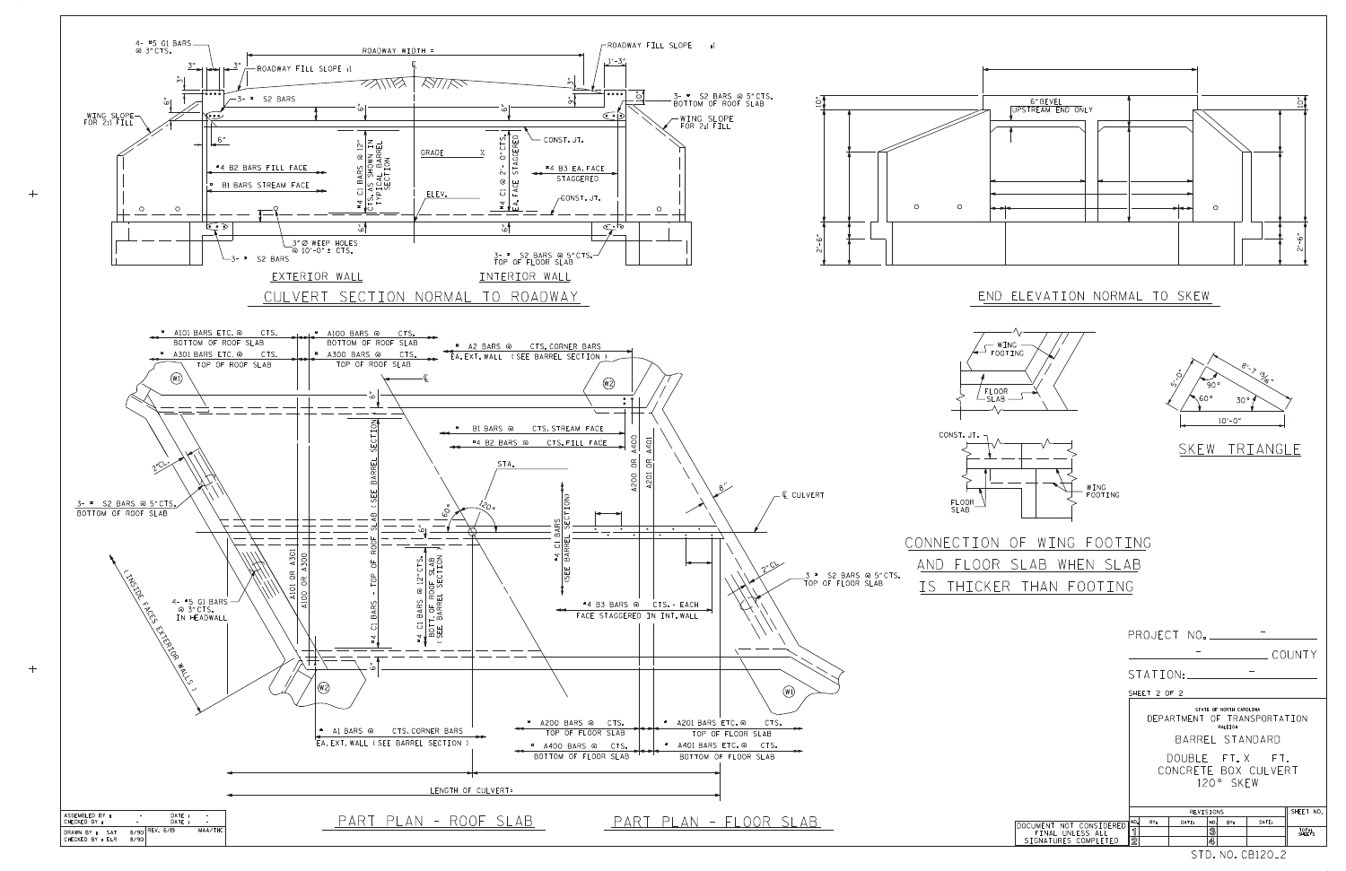## CULVERT SECTION NORMAL TO ROADWAY

4- #5 G1 BARS @ 3" CTS.

ROADWAY WIDTH =

ROADWAY FILL SLOPE :1

3- # S2 BARS

3- # S2 BARS @ 5" CTS. BOTTOM OF ROOF SLAB

WING SLOPE FOR 2:1 FILL

#4 B2 BARS FILL FACE

B1 BARS STREAM FACE

#4 C1 BARS @ 12" CTS. AS SHOWN IN TYPICAL BARREL SECTION

GRADE %

ELEV.

#4 C1 @ 2'-0" CTS. EA. FACE STAGGERED

CONST. JT.

#4 B3 EA. FACE STAGGERED

3" Ø WEEP HOLES @ 10'-0" ± CTS.

3- # S2 BARS

3- # S2 BARS @ 5" CTS. TOP OF FLOOR SLAB

EXTERIOR WALL

INTERIOR WALL

## END ELEVATION NORMAL TO SKEW

6" BEVEL UPSTREAM END ONLY

10"

2'-6"

## PART PLAN - ROOF SLAB

## PART PLAN - FLOOR SLAB

# A101 BARS ETC. @ CTS. BOTTOM OF ROOF SLAB

# A100 BARS @ CTS. BOTTOM OF ROOF SLAB

# A301 BARS ETC. @ CTS. TOP OF ROOF SLAB

# A300 BARS @ CTS. TOP OF ROOF SLAB

# A2 BARS @ CTS. CORNER BARS EA. EXT. WALL (SEE BARREL SECTION)

# B1 BARS @ CTS. STREAM FACE

#4 B2 BARS @ CTS. FILL FACE

3- # S2 BARS @ 5" CTS. BOTTOM OF ROOF SLAB

#4 C1 BARS - TOP OF ROOF SLAB (SEE BARREL SECTION)

#4 C1 BARS @ 12" CTS. BOTT. OF ROOF SLAB (SEE BARREL SECTION)

#4 C1 BARS (SEE BARREL SECTION)

STA.

℄ CULVERT

3 # S2 BARS @ 5" CTS. TOP OF FLOOR SLAB

4- #5 G1 BARS @ 3" CTS. IN HEADWALL

(INSIDE FACES EXTERIOR WALLS)

#4 B3 BARS @ CTS. - EACH FACE STAGGERED IN INT. WALL

# A1 BARS @ CTS. CORNER BARS EA. EXT. WALL (SEE BARREL SECTION)

# A200 BARS @ CTS. TOP OF FLOOR SLAB

# A201 BARS ETC. @ CTS. TOP OF FLOOR SLAB

# A400 BARS @ CTS. BOTTOM OF FLOOR SLAB

# A401 BARS ETC. @ CTS. BOTTOM OF FLOOR SLAB

A101 OR A301

A100 OR A300

A200 OR A400

A201 OR A401

LENGTH OF CULVERT =

## CONNECTION OF WING FOOTING AND FLOOR SLAB WHEN SLAB IS THICKER THAN FOOTING

WING FOOTING

FLOOR SLAB

CONST. JT.

## SKEW TRIANGLE

5'-0"

8'-7 15/16"

10'-0"

90°

60°

30°

PROJECT NO. -

- COUNTY

STATION: -

SHEET 2 OF 2

STATE OF NORTH CAROLINA
DEPARTMENT OF TRANSPORTATION
RALEIGH

BARREL STANDARD

DOUBLE FT. X FT.
CONCRETE BOX CULVERT
120° SKEW

| REVISIONS | | | | | | SHEET NO. |
|---|---|---|---|---|---|---|
| NO. | BY: | DATE: | NO. | BY: | DATE: | |
| 1 | | | 3 | | | TOTAL SHEETS |
| 2 | | | 4 | | | |

DOCUMENT NOT CONSIDERED FINAL UNLESS ALL SIGNATURES COMPLETED

| | | | |
|---|---|---|---|
| ASSEMBLED BY : | - | DATE : | - |
| CHECKED BY : | - | DATE : | - |
| DRAWN BY : SAT | 8/90 | REV. 6/19 | MAA/THC |
| CHECKED BY : ELR | 8/90 | | |

STD. NO. CB120_2